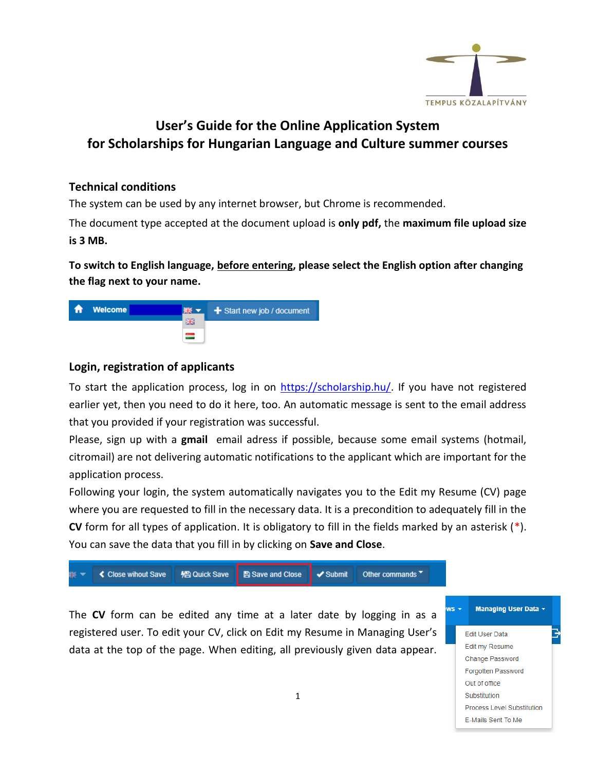# User's Guide for the Online Application System
# for Scholarships for Hungarian Language and Culture summer courses

## Technical conditions

The system can be used by any internet browser, but Chrome is recommended.

The document type accepted at the document upload is **only pdf,** the **maximum file upload size is 3 MB.**

**To switch to English language, <u>before entering</u>, please select the English option after changing the flag next to your name.**

## Login, registration of applicants

To start the application process, log in on https://scholarship.hu/. If you have not registered earlier yet, then you need to do it here, too. An automatic message is sent to the email address that you provided if your registration was successful.

Please, sign up with a **gmail** email adress if possible, because some email systems (hotmail, citromail) are not delivering automatic notifications to the applicant which are important for the application process.

Following your login, the system automatically navigates you to the Edit my Resume (CV) page where you are requested to fill in the necessary data. It is a precondition to adequately fill in the **CV** form for all types of application. It is obligatory to fill in the fields marked by an asterisk (*). You can save the data that you fill in by clicking on **Save and Close**.

The **CV** form can be edited any time at a later date by logging in as a registered user. To edit your CV, click on Edit my Resume in Managing User's data at the top of the page. When editing, all previously given data appear.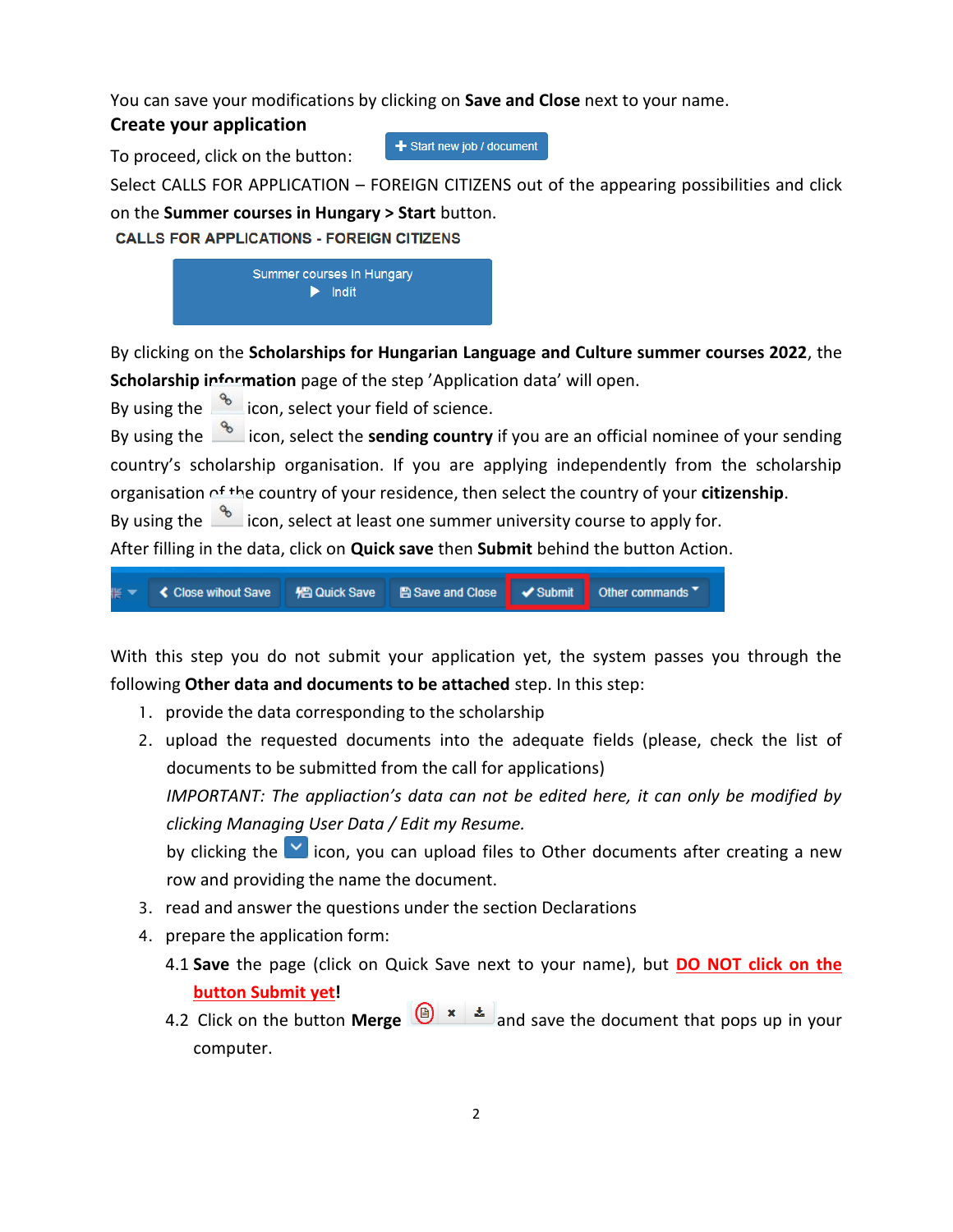You can save your modifications by clicking on **Save and Close** next to your name.

**Create your application**

To proceed, click on the button: **+ Start new job / document**

Select CALLS FOR APPLICATION – FOREIGN CITIZENS out of the appearing possibilities and click on the **Summer courses in Hungary > Start** button.

**CALLS FOR APPLICATIONS - FOREIGN CITIZENS**

Summer courses in Hungary
▶ Indít

By clicking on the **Scholarships for Hungarian Language and Culture summer courses 2022**, the **Scholarship information** page of the step 'Application data' will open.

By using the icon, select your field of science.

By using the icon, select the **sending country** if you are an official nominee of your sending country's scholarship organisation. If you are applying independently from the scholarship organisation of the country of your residence, then select the country of your **citizenship**.

By using the icon, select at least one summer university course to apply for.

After filling in the data, click on **Quick save** then **Submit** behind the button Action.

Close wihout Save | Quick Save | Save and Close | Submit | Other commands

With this step you do not submit your application yet, the system passes you through the following **Other data and documents to be attached** step. In this step:

1. provide the data corresponding to the scholarship
2. upload the requested documents into the adequate fields (please, check the list of documents to be submitted from the call for applications)

   *IMPORTANT: The appliaction's data can not be edited here, it can only be modified by clicking Managing User Data / Edit my Resume.*

   by clicking the icon, you can upload files to Other documents after creating a new row and providing the name the document.
3. read and answer the questions under the section Declarations
4. prepare the application form:

   4.1 **Save** the page (click on Quick Save next to your name), but **DO NOT click on the button Submit yet!**

   4.2 Click on the button **Merge** and save the document that pops up in your computer.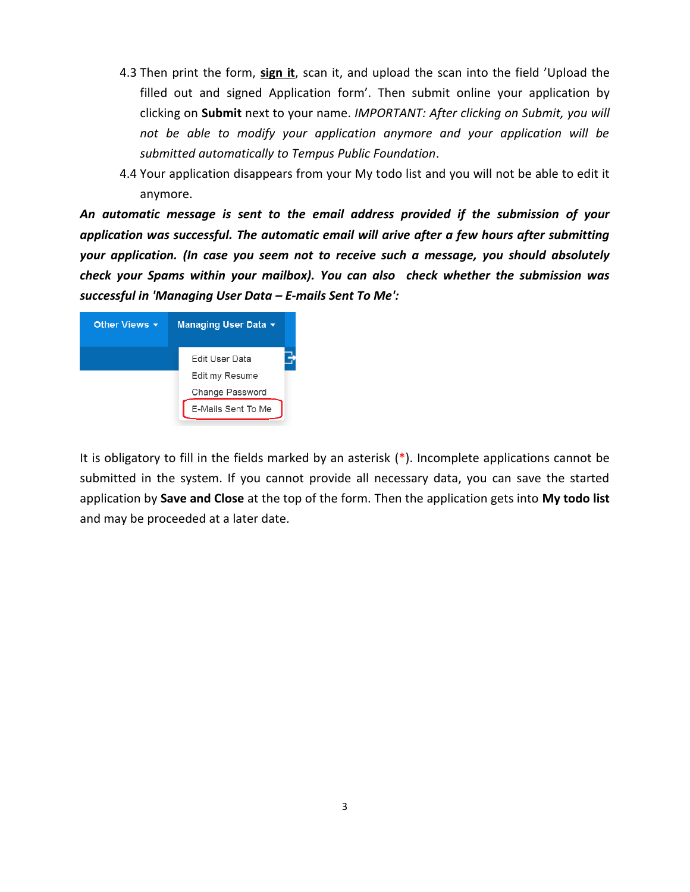4.3 Then print the form, **sign it**, scan it, and upload the scan into the field 'Upload the filled out and signed Application form'. Then submit online your application by clicking on **Submit** next to your name. *IMPORTANT: After clicking on Submit, you will not be able to modify your application anymore and your application will be submitted automatically to Tempus Public Foundation*.

4.4 Your application disappears from your My todo list and you will not be able to edit it anymore.

***An automatic message is sent to the email address provided if the submission of your application was successful. The automatic email will arive after a few hours after submitting your application. (In case you seem not to receive such a message, you should absolutely check your Spams within your mailbox). You can also check whether the submission was successful in 'Managing User Data – E-mails Sent To Me':***

Other Views ▾
Managing User Data ▾
Edit User Data
Edit my Resume
Change Password
E-Mails Sent To Me

It is obligatory to fill in the fields marked by an asterisk (*). Incomplete applications cannot be submitted in the system. If you cannot provide all necessary data, you can save the started application by **Save and Close** at the top of the form. Then the application gets into **My todo list** and may be proceeded at a later date.